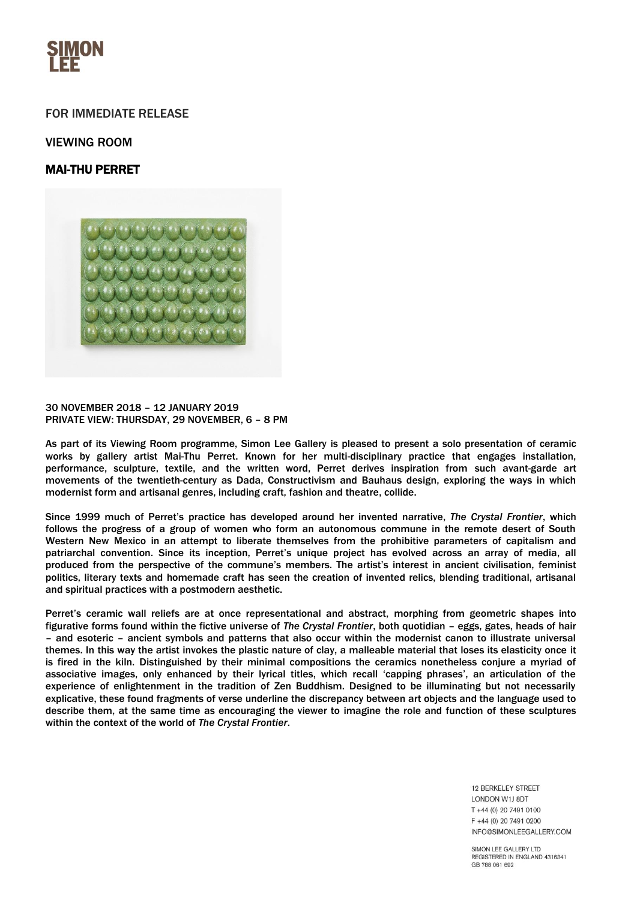# SIMON LEE

FOR IMMEDIATE RELEASE

VIEWING ROOM

## MAI-THU PERRET

30 NOVEMBER 2018 – 12 JANUARY 2019
PRIVATE VIEW: THURSDAY, 29 NOVEMBER, 6 – 8 PM

As part of its Viewing Room programme, Simon Lee Gallery is pleased to present a solo presentation of ceramic works by gallery artist Mai-Thu Perret. Known for her multi-disciplinary practice that engages installation, performance, sculpture, textile, and the written word, Perret derives inspiration from such avant-garde art movements of the twentieth-century as Dada, Constructivism and Bauhaus design, exploring the ways in which modernist form and artisanal genres, including craft, fashion and theatre, collide.

Since 1999 much of Perret's practice has developed around her invented narrative, *The Crystal Frontier*, which follows the progress of a group of women who form an autonomous commune in the remote desert of South Western New Mexico in an attempt to liberate themselves from the prohibitive parameters of capitalism and patriarchal convention. Since its inception, Perret's unique project has evolved across an array of media, all produced from the perspective of the commune's members. The artist's interest in ancient civilisation, feminist politics, literary texts and homemade craft has seen the creation of invented relics, blending traditional, artisanal and spiritual practices with a postmodern aesthetic.

Perret's ceramic wall reliefs are at once representational and abstract, morphing from geometric shapes into figurative forms found within the fictive universe of *The Crystal Frontier*, both quotidian – eggs, gates, heads of hair – and esoteric – ancient symbols and patterns that also occur within the modernist canon to illustrate universal themes. In this way the artist invokes the plastic nature of clay, a malleable material that loses its elasticity once it is fired in the kiln. Distinguished by their minimal compositions the ceramics nonetheless conjure a myriad of associative images, only enhanced by their lyrical titles, which recall 'capping phrases', an articulation of the experience of enlightenment in the tradition of Zen Buddhism. Designed to be illuminating but not necessarily explicative, these found fragments of verse underline the discrepancy between art objects and the language used to describe them, at the same time as encouraging the viewer to imagine the role and function of these sculptures within the context of the world of *The Crystal Frontier*.

12 BERKELEY STREET
LONDON W1J 8DT
T +44 (0) 20 7491 0100
F +44 (0) 20 7491 0200
INFO@SIMONLEEGALLERY.COM

SIMON LEE GALLERY LTD
REGISTERED IN ENGLAND 4316341
GB 788 061 692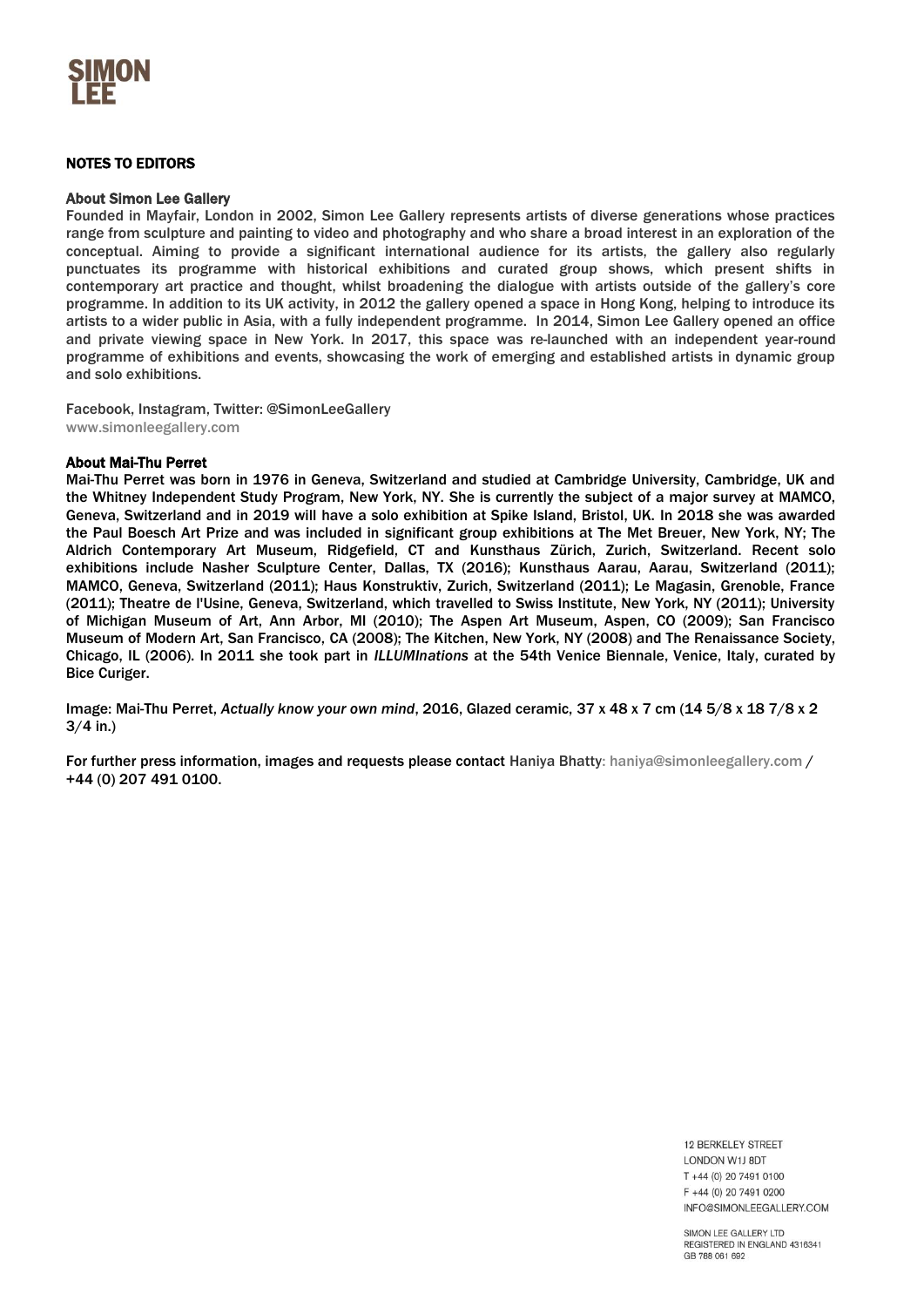## NOTES TO EDITORS

### About Simon Lee Gallery

Founded in Mayfair, London in 2002, Simon Lee Gallery represents artists of diverse generations whose practices range from sculpture and painting to video and photography and who share a broad interest in an exploration of the conceptual. Aiming to provide a significant international audience for its artists, the gallery also regularly punctuates its programme with historical exhibitions and curated group shows, which present shifts in contemporary art practice and thought, whilst broadening the dialogue with artists outside of the gallery's core programme. In addition to its UK activity, in 2012 the gallery opened a space in Hong Kong, helping to introduce its artists to a wider public in Asia, with a fully independent programme. In 2014, Simon Lee Gallery opened an office and private viewing space in New York. In 2017, this space was re-launched with an independent year-round programme of exhibitions and events, showcasing the work of emerging and established artists in dynamic group and solo exhibitions.

Facebook, Instagram, Twitter: @SimonLeeGallery
www.simonleegallery.com

### About Mai-Thu Perret

Mai-Thu Perret was born in 1976 in Geneva, Switzerland and studied at Cambridge University, Cambridge, UK and the Whitney Independent Study Program, New York, NY. She is currently the subject of a major survey at MAMCO, Geneva, Switzerland and in 2019 will have a solo exhibition at Spike Island, Bristol, UK. In 2018 she was awarded the Paul Boesch Art Prize and was included in significant group exhibitions at The Met Breuer, New York, NY; The Aldrich Contemporary Art Museum, Ridgefield, CT and Kunsthaus Zürich, Zurich, Switzerland. Recent solo exhibitions include Nasher Sculpture Center, Dallas, TX (2016); Kunsthaus Aarau, Aarau, Switzerland (2011); MAMCO, Geneva, Switzerland (2011); Haus Konstruktiv, Zurich, Switzerland (2011); Le Magasin, Grenoble, France (2011); Theatre de l'Usine, Geneva, Switzerland, which travelled to Swiss Institute, New York, NY (2011); University of Michigan Museum of Art, Ann Arbor, MI (2010); The Aspen Art Museum, Aspen, CO (2009); San Francisco Museum of Modern Art, San Francisco, CA (2008); The Kitchen, New York, NY (2008) and The Renaissance Society, Chicago, IL (2006). In 2011 she took part in *ILLUMInations* at the 54th Venice Biennale, Venice, Italy, curated by Bice Curiger.

Image: Mai-Thu Perret, *Actually know your own mind*, 2016, Glazed ceramic, 37 x 48 x 7 cm (14 5/8 x 18 7/8 x 2 3/4 in.)

For further press information, images and requests please contact Haniya Bhatty: haniya@simonleegallery.com / +44 (0) 207 491 0100.

12 BERKELEY STREET
LONDON W1J 8DT
T +44 (0) 20 7491 0100
F +44 (0) 20 7491 0200
INFO@SIMONLEEGALLERY.COM

SIMON LEE GALLERY LTD
REGISTERED IN ENGLAND 4316341
GB 768 061 692